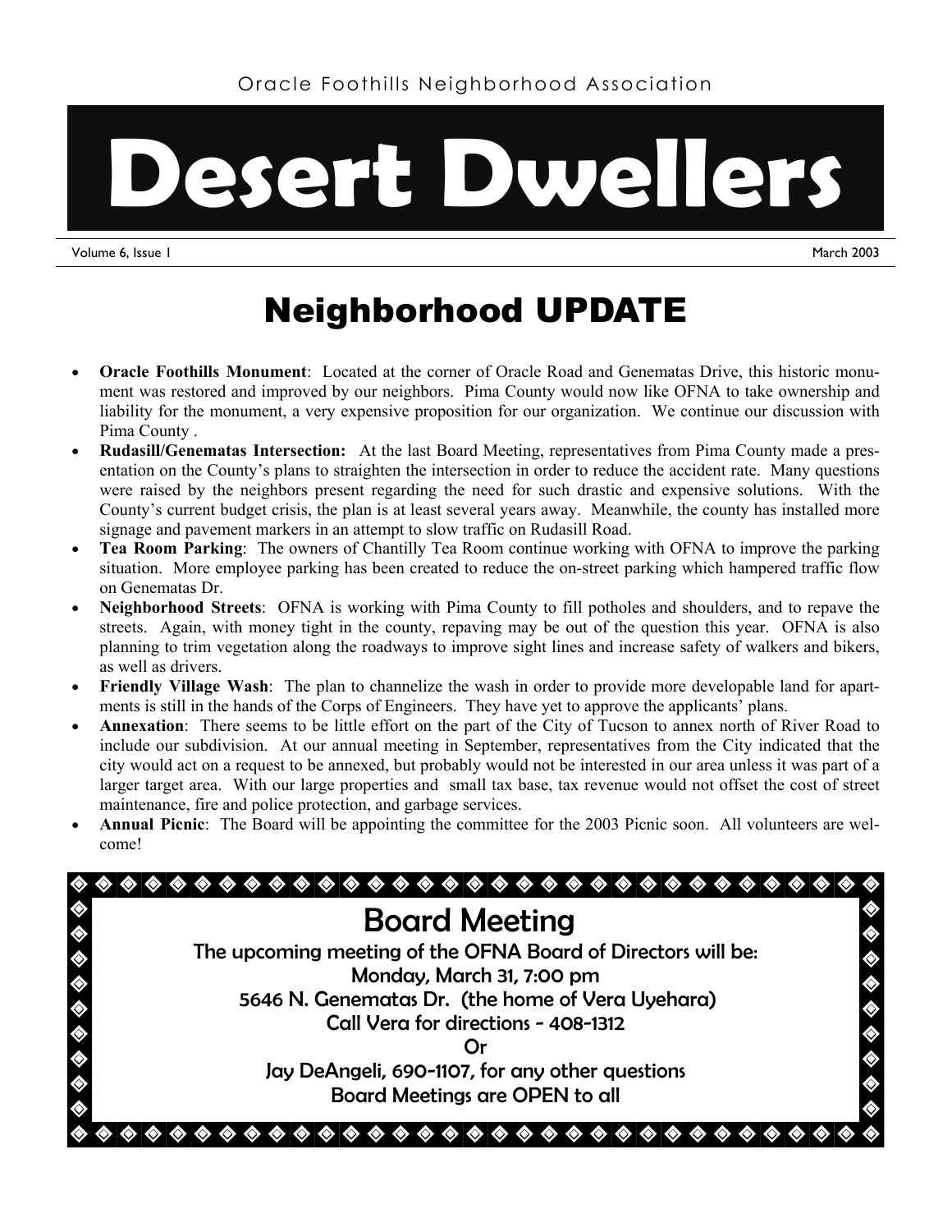Oracle Foothills Neighborhood Association

# Desert Dwellers

Volume 6, Issue 1 March 2003

## Neighborhood UPDATE

- **Oracle Foothills Monument**: Located at the corner of Oracle Road and Genematas Drive, this historic monument was restored and improved by our neighbors. Pima County would now like OFNA to take ownership and liability for the monument, a very expensive proposition for our organization. We continue our discussion with Pima County .
- **Rudasill/Genematas Intersection:** At the last Board Meeting, representatives from Pima County made a presentation on the County's plans to straighten the intersection in order to reduce the accident rate. Many questions were raised by the neighbors present regarding the need for such drastic and expensive solutions. With the County's current budget crisis, the plan is at least several years away. Meanwhile, the county has installed more signage and pavement markers in an attempt to slow traffic on Rudasill Road.
- **Tea Room Parking**: The owners of Chantilly Tea Room continue working with OFNA to improve the parking situation. More employee parking has been created to reduce the on-street parking which hampered traffic flow on Genematas Dr.
- **Neighborhood Streets**: OFNA is working with Pima County to fill potholes and shoulders, and to repave the streets. Again, with money tight in the county, repaving may be out of the question this year. OFNA is also planning to trim vegetation along the roadways to improve sight lines and increase safety of walkers and bikers, as well as drivers.
- **Friendly Village Wash**: The plan to channelize the wash in order to provide more developable land for apartments is still in the hands of the Corps of Engineers. They have yet to approve the applicants' plans.
- **Annexation**: There seems to be little effort on the part of the City of Tucson to annex north of River Road to include our subdivision. At our annual meeting in September, representatives from the City indicated that the city would act on a request to be annexed, but probably would not be interested in our area unless it was part of a larger target area. With our large properties and small tax base, tax revenue would not offset the cost of street maintenance, fire and police protection, and garbage services.
- **Annual Picnic**: The Board will be appointing the committee for the 2003 Picnic soon. All volunteers are welcome!

## Board Meeting

The upcoming meeting of the OFNA Board of Directors will be:

Monday, March 31, 7:00 pm

5646 N. Genematas Dr. (the home of Vera Uyehara)

Call Vera for directions - 408-1312

Or

Jay DeAngeli, 690-1107, for any other questions

Board Meetings are OPEN to all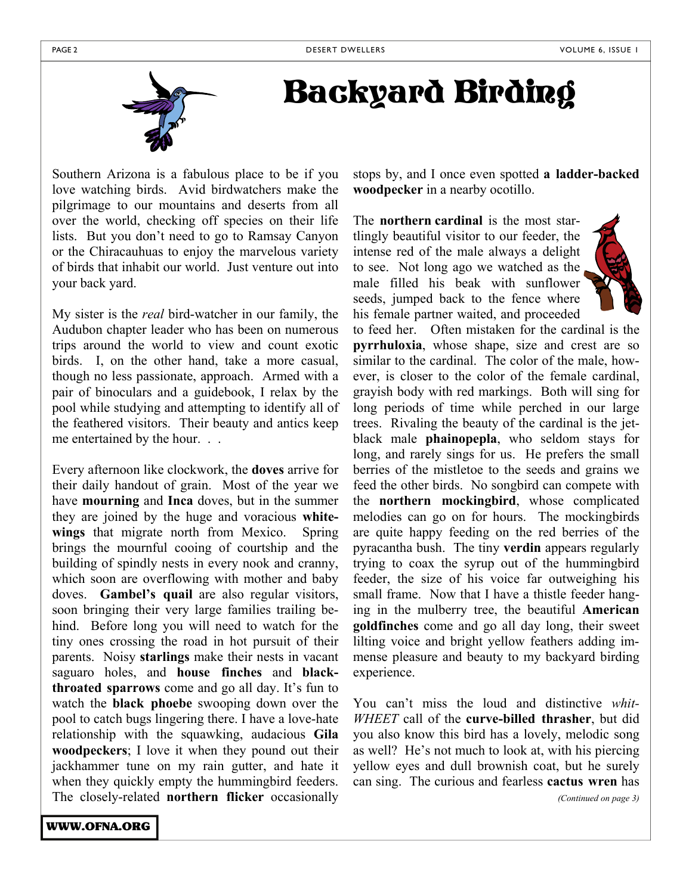# Backyard Birding

Southern Arizona is a fabulous place to be if you love watching birds. Avid birdwatchers make the pilgrimage to our mountains and deserts from all over the world, checking off species on their life lists. But you don't need to go to Ramsay Canyon or the Chiracauhuas to enjoy the marvelous variety of birds that inhabit our world. Just venture out into your back yard.

My sister is the *real* bird-watcher in our family, the Audubon chapter leader who has been on numerous trips around the world to view and count exotic birds. I, on the other hand, take a more casual, though no less passionate, approach. Armed with a pair of binoculars and a guidebook, I relax by the pool while studying and attempting to identify all of the feathered visitors. Their beauty and antics keep me entertained by the hour. . .

Every afternoon like clockwork, the **doves** arrive for their daily handout of grain. Most of the year we have **mourning** and **Inca** doves, but in the summer they are joined by the huge and voracious **white-wings** that migrate north from Mexico. Spring brings the mournful cooing of courtship and the building of spindly nests in every nook and cranny, which soon are overflowing with mother and baby doves. **Gambel's quail** are also regular visitors, soon bringing their very large families trailing behind. Before long you will need to watch for the tiny ones crossing the road in hot pursuit of their parents. Noisy **starlings** make their nests in vacant saguaro holes, and **house finches** and **black-throated sparrows** come and go all day. It's fun to watch the **black phoebe** swooping down over the pool to catch bugs lingering there. I have a love-hate relationship with the squawking, audacious **Gila woodpeckers**; I love it when they pound out their jackhammer tune on my rain gutter, and hate it when they quickly empty the hummingbird feeders. The closely-related **northern flicker** occasionally stops by, and I once even spotted **a ladder-backed woodpecker** in a nearby ocotillo.

The **northern cardinal** is the most startlingly beautiful visitor to our feeder, the intense red of the male always a delight to see. Not long ago we watched as the male filled his beak with sunflower seeds, jumped back to the fence where his female partner waited, and proceeded to feed her. Often mistaken for the cardinal is the **pyrrhuloxia**, whose shape, size and crest are so similar to the cardinal. The color of the male, however, is closer to the color of the female cardinal, grayish body with red markings. Both will sing for long periods of time while perched in our large trees. Rivaling the beauty of the cardinal is the jet-black male **phainopepla**, who seldom stays for long, and rarely sings for us. He prefers the small berries of the mistletoe to the seeds and grains we feed the other birds. No songbird can compete with the **northern mockingbird**, whose complicated melodies can go on for hours. The mockingbirds are quite happy feeding on the red berries of the pyracantha bush. The tiny **verdin** appears regularly trying to coax the syrup out of the hummingbird feeder, the size of his voice far outweighing his small frame. Now that I have a thistle feeder hanging in the mulberry tree, the beautiful **American goldfinches** come and go all day long, their sweet lilting voice and bright yellow feathers adding immense pleasure and beauty to my backyard birding experience.

You can't miss the loud and distinctive *whit-WHEET* call of the **curve-billed thrasher**, but did you also know this bird has a lovely, melodic song as well? He's not much to look at, with his piercing yellow eyes and dull brownish coat, but he surely can sing. The curious and fearless **cactus wren** has

*(Continued on page 3)*

WWW.OFNA.ORG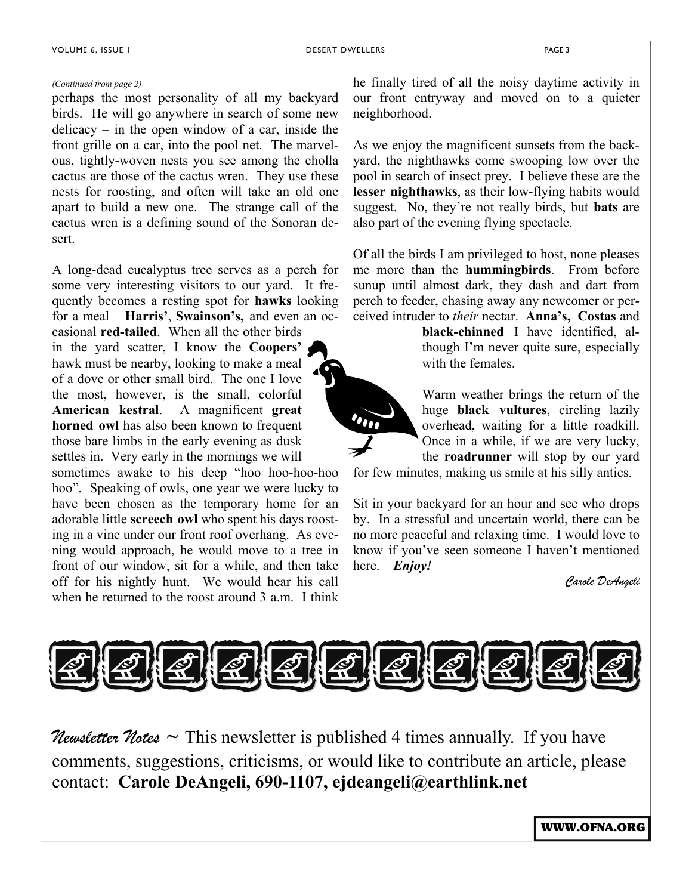*(Continued from page 2)*

perhaps the most personality of all my backyard birds. He will go anywhere in search of some new delicacy – in the open window of a car, inside the front grille on a car, into the pool net. The marvelous, tightly-woven nests you see among the cholla cactus are those of the cactus wren. They use these nests for roosting, and often will take an old one apart to build a new one. The strange call of the cactus wren is a defining sound of the Sonoran desert.

A long-dead eucalyptus tree serves as a perch for some very interesting visitors to our yard. It frequently becomes a resting spot for **hawks** looking for a meal – **Harris'**, **Swainson's,** and even an occasional **red-tailed**. When all the other birds in the yard scatter, I know the **Coopers'** hawk must be nearby, looking to make a meal of a dove or other small bird. The one I love the most, however, is the small, colorful **American kestral**. A magnificent **great horned owl** has also been known to frequent those bare limbs in the early evening as dusk settles in. Very early in the mornings we will sometimes awake to his deep "hoo hoo-hoo-hoo hoo". Speaking of owls, one year we were lucky to have been chosen as the temporary home for an adorable little **screech owl** who spent his days roosting in a vine under our front roof overhang. As evening would approach, he would move to a tree in front of our window, sit for a while, and then take off for his nightly hunt. We would hear his call when he returned to the roost around 3 a.m. I think he finally tired of all the noisy daytime activity in our front entryway and moved on to a quieter neighborhood.

As we enjoy the magnificent sunsets from the backyard, the nighthawks come swooping low over the pool in search of insect prey. I believe these are the **lesser nighthawks**, as their low-flying habits would suggest. No, they're not really birds, but **bats** are also part of the evening flying spectacle.

Of all the birds I am privileged to host, none pleases me more than the **hummingbirds**. From before sunup until almost dark, they dash and dart from perch to feeder, chasing away any newcomer or perceived intruder to *their* nectar. **Anna's, Costas** and **black-chinned** I have identified, although I'm never quite sure, especially with the females.

Warm weather brings the return of the huge **black vultures**, circling lazily overhead, waiting for a little roadkill. Once in a while, if we are very lucky, the **roadrunner** will stop by our yard for few minutes, making us smile at his silly antics.

Sit in your backyard for an hour and see who drops by. In a stressful and uncertain world, there can be no more peaceful and relaxing time. I would love to know if you've seen someone I haven't mentioned here. ***Enjoy!***

*Carole DeAngeli*

*Newsletter Notes* ~ This newsletter is published 4 times annually. If you have comments, suggestions, criticisms, or would like to contribute an article, please contact: **Carole DeAngeli, 690-1107, ejdeangeli@earthlink.net**

**WWW.OFNA.ORG**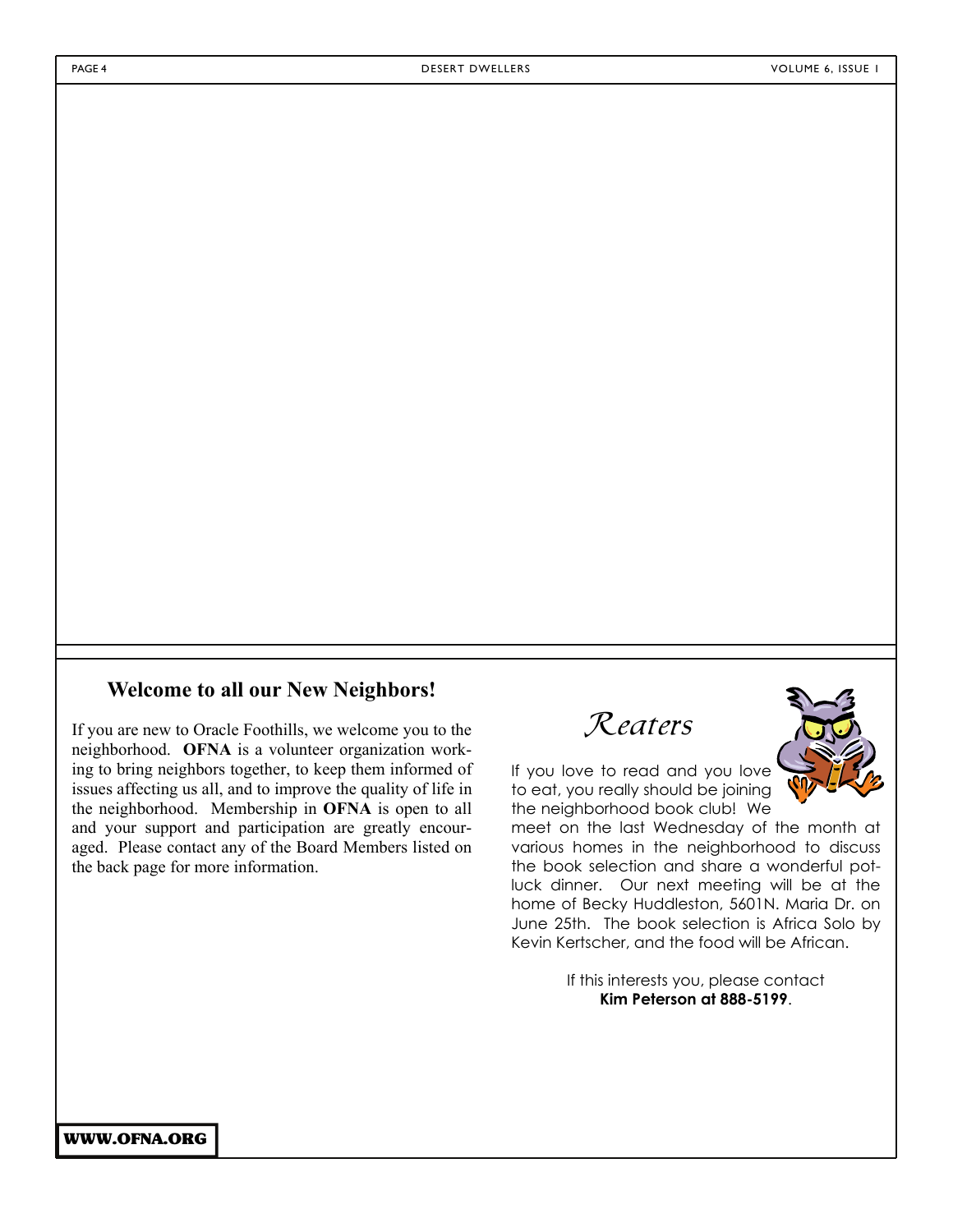## Welcome to all our New Neighbors!

If you are new to Oracle Foothills, we welcome you to the neighborhood. **OFNA** is a volunteer organization working to bring neighbors together, to keep them informed of issues affecting us all, and to improve the quality of life in the neighborhood. Membership in **OFNA** is open to all and your support and participation are greatly encouraged. Please contact any of the Board Members listed on the back page for more information.

## *Reaters*

If you love to read and you love to eat, you really should be joining the neighborhood book club! We meet on the last Wednesday of the month at various homes in the neighborhood to discuss the book selection and share a wonderful potluck dinner. Our next meeting will be at the home of Becky Huddleston, 5601N. Maria Dr. on June 25th. The book selection is Africa Solo by Kevin Kertscher, and the food will be African.

If this interests you, please contact **Kim Peterson at 888-5199**.

**WWW.OFNA.ORG**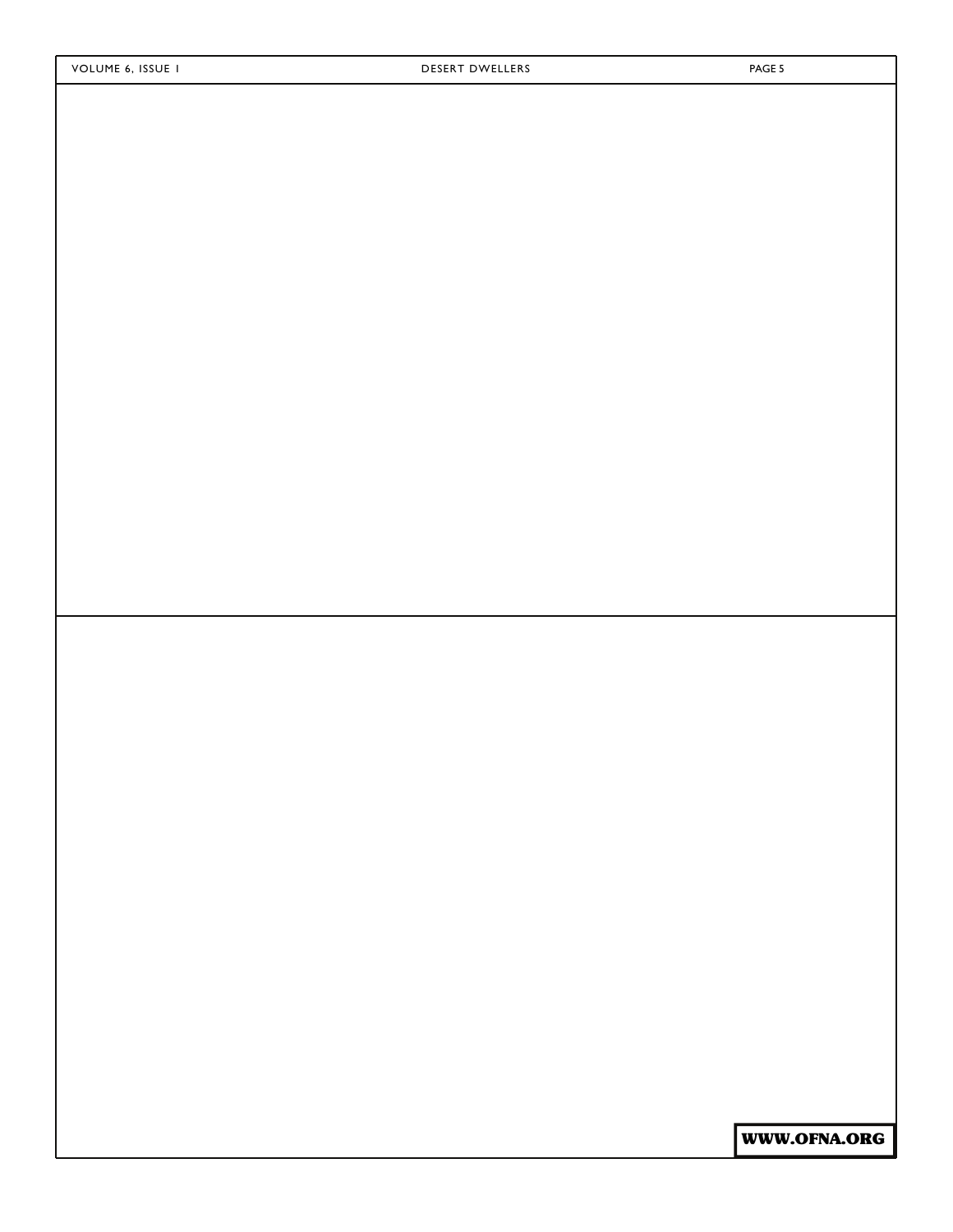**WWW.OFNA.ORG**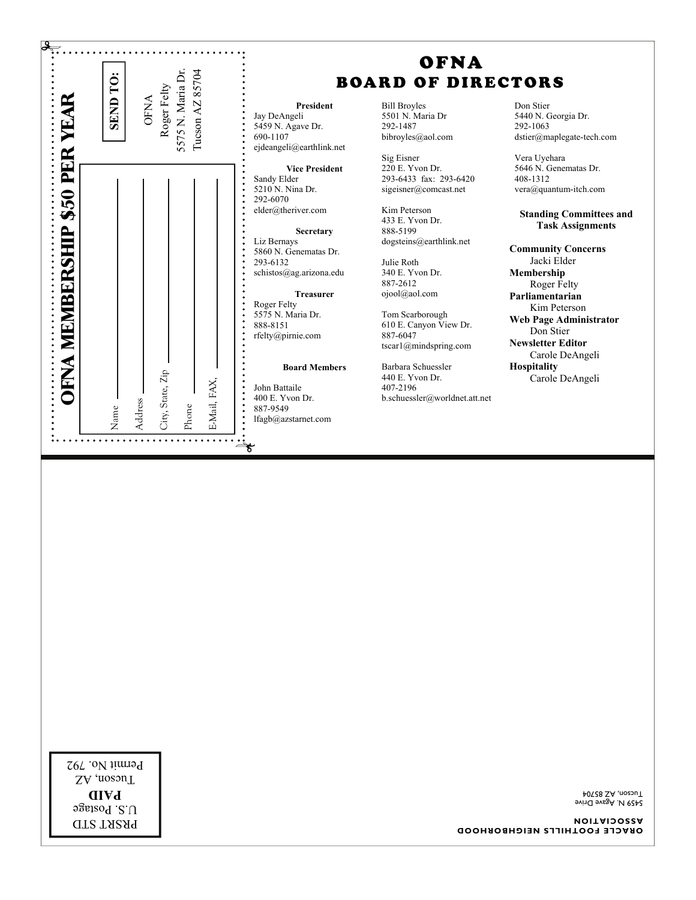**OFNA MEMBERSHIP $50 PER YEAR**

**SEND TO:**

OFNA
Roger Felty
5575 N. Maria Dr.
Tucson AZ 85704

Name ____________

Address ____________

City, State, Zip ____________

Phone ____________

E-Mail, FAX, ____________

# OFNA
## BOARD OF DIRECTORS

**President**
Jay DeAngeli
5459 N. Agave Dr.
690-1107
ejdeangeli@earthlink.net

**Vice President**
Sandy Elder
5210 N. Nina Dr.
292-6070
elder@theriver.com

**Secretary**
Liz Bernays
5860 N. Genematas Dr.
293-6132
schistos@ag.arizona.edu

**Treasurer**
Roger Felty
5575 N. Maria Dr.
888-8151
rfelty@pirnie.com

**Board Members**

John Battaile
400 E. Yvon Dr.
887-9549
lfagb@azstarnet.com

Bill Broyles
5501 N. Maria Dr
292-1487
bibroyles@aol.com

Sig Eisner
220 E. Yvon Dr.
293-6433 fax: 293-6420
sigeisner@comcast.net

Kim Peterson
433 E. Yvon Dr.
888-5199
dogsteins@earthlink.net

Julie Roth
340 E. Yvon Dr.
887-2612
ojool@aol.com

Tom Scarborough
610 E. Canyon View Dr.
887-6047
tscar1@mindspring.com

Barbara Schuessler
440 E. Yvon Dr.
407-2196
b.schuessler@worldnet.att.net

Don Stier
5440 N. Georgia Dr.
292-1063
dstier@maplegate-tech.com

Vera Uyehara
5646 N. Genematas Dr.
408-1312
vera@quantum-itch.com

**Standing Committees and Task Assignments**

**Community Concerns**
Jacki Elder

**Membership**
Roger Felty

**Parliamentarian**
Kim Peterson

**Web Page Administrator**
Don Stier

**Newsletter Editor**
Carole DeAngeli

**Hospitality**
Carole DeAngeli

PRSRT STD
U.S. Postage
**PAID**
Tucson, AZ
Permit No. 792

**ORACLE FOOTHILLS NEIGHBORHOOD ASSOCIATION**
5459 N. Agave Drive
Tucson, AZ 85704